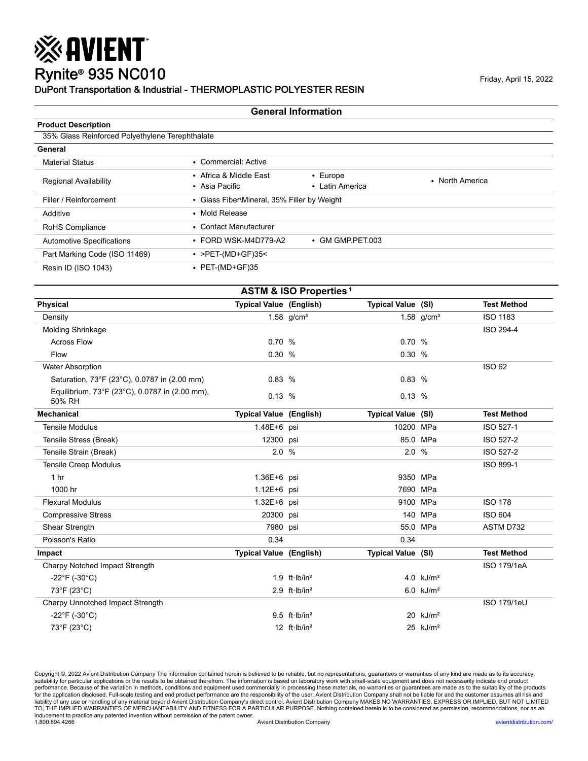# AVIENT

# Rynite® 935 NC010

Friday, April 15, 2022

## DuPont Transportation & Industrial - THERMOPLASTIC POLYESTER RESIN

## General Information

**Product Description**

35% Glass Reinforced Polyethylene Terephthalate

**General**

| | | | |
|---|---|---|---|
| Material Status | • Commercial: Active | | |
| Regional Availability | • Africa & Middle East<br>• Asia Pacific | • Europe<br>• Latin America | • North America |
| Filler / Reinforcement | • Glass Fiber\Mineral, 35% Filler by Weight | | |
| Additive | • Mold Release | | |
| RoHS Compliance | • Contact Manufacturer | | |
| Automotive Specifications | • FORD WSK-M4D779-A2 | • GM GMP.PET.003 | |
| Part Marking Code (ISO 11469) | • >PET-(MD+GF)35< | | |
| Resin ID (ISO 1043) | • PET-(MD+GF)35 | | |

## ASTM & ISO Properties [1]

| Physical | Typical Value (English) | Typical Value (SI) | Test Method |
|---|---|---|---|
| Density | 1.58 g/cm³ | 1.58 g/cm³ | ISO 1183 |
| Molding Shrinkage | | | ISO 294-4 |
| Across Flow | 0.70 % | 0.70 % | |
| Flow | 0.30 % | 0.30 % | |
| Water Absorption | | | ISO 62 |
| Saturation, 73°F (23°C), 0.0787 in (2.00 mm) | 0.83 % | 0.83 % | |
| Equilibrium, 73°F (23°C), 0.0787 in (2.00 mm), 50% RH | 0.13 % | 0.13 % | |

| Mechanical | Typical Value (English) | Typical Value (SI) | Test Method |
|---|---|---|---|
| Tensile Modulus | 1.48E+6 psi | 10200 MPa | ISO 527-1 |
| Tensile Stress (Break) | 12300 psi | 85.0 MPa | ISO 527-2 |
| Tensile Strain (Break) | 2.0 % | 2.0 % | ISO 527-2 |
| Tensile Creep Modulus | | | ISO 899-1 |
| 1 hr | 1.36E+6 psi | 9350 MPa | |
| 1000 hr | 1.12E+6 psi | 7690 MPa | |
| Flexural Modulus | 1.32E+6 psi | 9100 MPa | ISO 178 |
| Compressive Stress | 20300 psi | 140 MPa | ISO 604 |
| Shear Strength | 7980 psi | 55.0 MPa | ASTM D732 |
| Poisson's Ratio | 0.34 | 0.34 | |

| Impact | Typical Value (English) | Typical Value (SI) | Test Method |
|---|---|---|---|
| Charpy Notched Impact Strength | | | ISO 179/1eA |
| -22°F (-30°C) | 1.9 ft·lb/in² | 4.0 kJ/m² | |
| 73°F (23°C) | 2.9 ft·lb/in² | 6.0 kJ/m² | |
| Charpy Unnotched Impact Strength | | | ISO 179/1eU |
| -22°F (-30°C) | 9.5 ft·lb/in² | 20 kJ/m² | |
| 73°F (23°C) | 12 ft·lb/in² | 25 kJ/m² | |

Copyright ©, 2022 Avient Distribution Company The information contained herein is believed to be reliable, but no representations, guarantees or warranties of any kind are made as to its accuracy, suitability for particular applications or the results to be obtained therefrom. The information is based on laboratory work with small-scale equipment and does not necessarily indicate end product performance. Because of the variation in methods, conditions and equipment used commercially in processing these materials, no warranties or guarantees are made as to the suitability of the products for the application disclosed. Full-scale testing and end product performance are the responsibility of the user. Avient Distribution Company shall not be liable for and the customer assumes all risk and liability of any use or handling of any material beyond Avient Distribution Company's direct control. Avient Distribution Company MAKES NO WARRANTIES, EXPRESS OR IMPLIED, BUT NOT LIMITED TO, THE IMPLIED WARRANTIES OF MERCHANTABILITY AND FITNESS FOR A PARTICULAR PURPOSE. Nothing contained herein is to be considered as permission, recommendations, nor as an inducement to practice any patented invention without permission of the patent owner.

1.800.894.4266 Avient Distribution Company avientdistribution.com/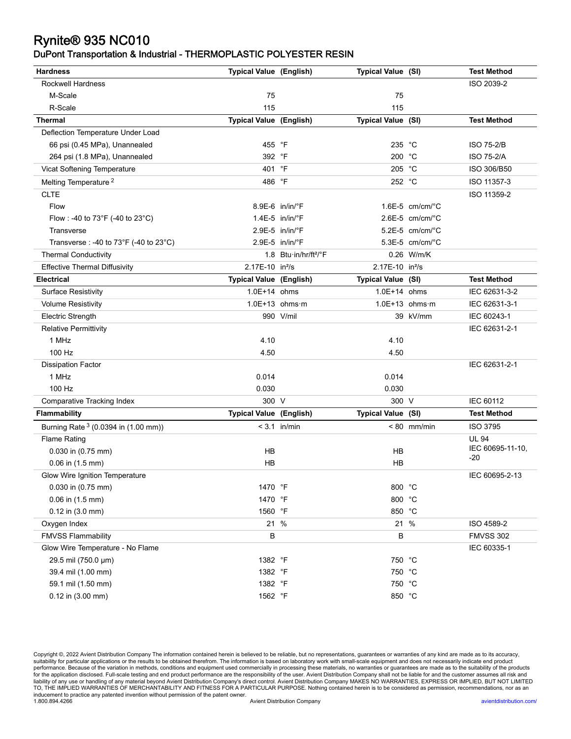# Rynite® 935 NC010

## DuPont Transportation & Industrial - THERMOPLASTIC POLYESTER RESIN

| Hardness | Typical Value (English) | Typical Value (SI) | Test Method |
|---|---|---|---|
| Rockwell Hardness | | | ISO 2039-2 |
| M-Scale | 75 | 75 | |
| R-Scale | 115 | 115 | |

| Thermal | Typical Value (English) | Typical Value (SI) | Test Method |
|---|---|---|---|
| Deflection Temperature Under Load | | | |
| 66 psi (0.45 MPa), Unannealed | 455 °F | 235 °C | ISO 75-2/B |
| 264 psi (1.8 MPa), Unannealed | 392 °F | 200 °C | ISO 75-2/A |
| Vicat Softening Temperature | 401 °F | 205 °C | ISO 306/B50 |
| Melting Temperature [2] | 486 °F | 252 °C | ISO 11357-3 |
| CLTE | | | ISO 11359-2 |
| Flow | 8.9E-6 in/in/°F | 1.6E-5 cm/cm/°C | |
| Flow : -40 to 73°F (-40 to 23°C) | 1.4E-5 in/in/°F | 2.6E-5 cm/cm/°C | |
| Transverse | 2.9E-5 in/in/°F | 5.2E-5 cm/cm/°C | |
| Transverse : -40 to 73°F (-40 to 23°C) | 2.9E-5 in/in/°F | 5.3E-5 cm/cm/°C | |
| Thermal Conductivity | 1.8 Btu·in/hr/ft²/°F | 0.26 W/m/K | |
| Effective Thermal Diffusivity | 2.17E-10 in²/s | 2.17E-10 in²/s | |

| Electrical | Typical Value (English) | Typical Value (SI) | Test Method |
|---|---|---|---|
| Surface Resistivity | 1.0E+14 ohms | 1.0E+14 ohms | IEC 62631-3-2 |
| Volume Resistivity | 1.0E+13 ohms·m | 1.0E+13 ohms·m | IEC 62631-3-1 |
| Electric Strength | 990 V/mil | 39 kV/mm | IEC 60243-1 |
| Relative Permittivity | | | IEC 62631-2-1 |
| 1 MHz | 4.10 | 4.10 | |
| 100 Hz | 4.50 | 4.50 | |
| Dissipation Factor | | | IEC 62631-2-1 |
| 1 MHz | 0.014 | 0.014 | |
| 100 Hz | 0.030 | 0.030 | |
| Comparative Tracking Index | 300 V | 300 V | IEC 60112 |

| Flammability | Typical Value (English) | Typical Value (SI) | Test Method |
|---|---|---|---|
| Burning Rate [3] (0.0394 in (1.00 mm)) | < 3.1 in/min | < 80 mm/min | ISO 3795 |
| Flame Rating | | | UL 94 IEC 60695-11-10, -20 |
| 0.030 in (0.75 mm) | HB | HB | |
| 0.06 in (1.5 mm) | HB | HB | |
| Glow Wire Ignition Temperature | | | IEC 60695-2-13 |
| 0.030 in (0.75 mm) | 1470 °F | 800 °C | |
| 0.06 in (1.5 mm) | 1470 °F | 800 °C | |
| 0.12 in (3.0 mm) | 1560 °F | 850 °C | |
| Oxygen Index | 21 % | 21 % | ISO 4589-2 |
| FMVSS Flammability | B | B | FMVSS 302 |
| Glow Wire Temperature - No Flame | | | IEC 60335-1 |
| 29.5 mil (750.0 µm) | 1382 °F | 750 °C | |
| 39.4 mil (1.00 mm) | 1382 °F | 750 °C | |
| 59.1 mil (1.50 mm) | 1382 °F | 750 °C | |
| 0.12 in (3.00 mm) | 1562 °F | 850 °C | |

Copyright ©, 2022 Avient Distribution Company The information contained herein is believed to be reliable, but no representations, guarantees or warranties of any kind are made as to its accuracy, suitability for particular applications or the results to be obtained therefrom. The information is based on laboratory work with small-scale equipment and does not necessarily indicate end product performance. Because of the variation in methods, conditions and equipment used commercially in processing these materials, no warranties or guarantees are made as to the suitability of the products for the application disclosed. Full-scale testing and end product performance are the responsibility of the user. Avient Distribution Company shall not be liable for and the customer assumes all risk and liability of any use or handling of any material beyond Avient Distribution Company's direct control. Avient Distribution Company MAKES NO WARRANTIES, EXPRESS OR IMPLIED, BUT NOT LIMITED TO, THE IMPLIED WARRANTIES OF MERCHANTABILITY AND FITNESS FOR A PARTICULAR PURPOSE. Nothing contained herein is to be considered as permission, recommendations, nor as an inducement to practice any patented invention without permission of the patent owner.

1.800.894.4266 Avient Distribution Company avientdistribution.com/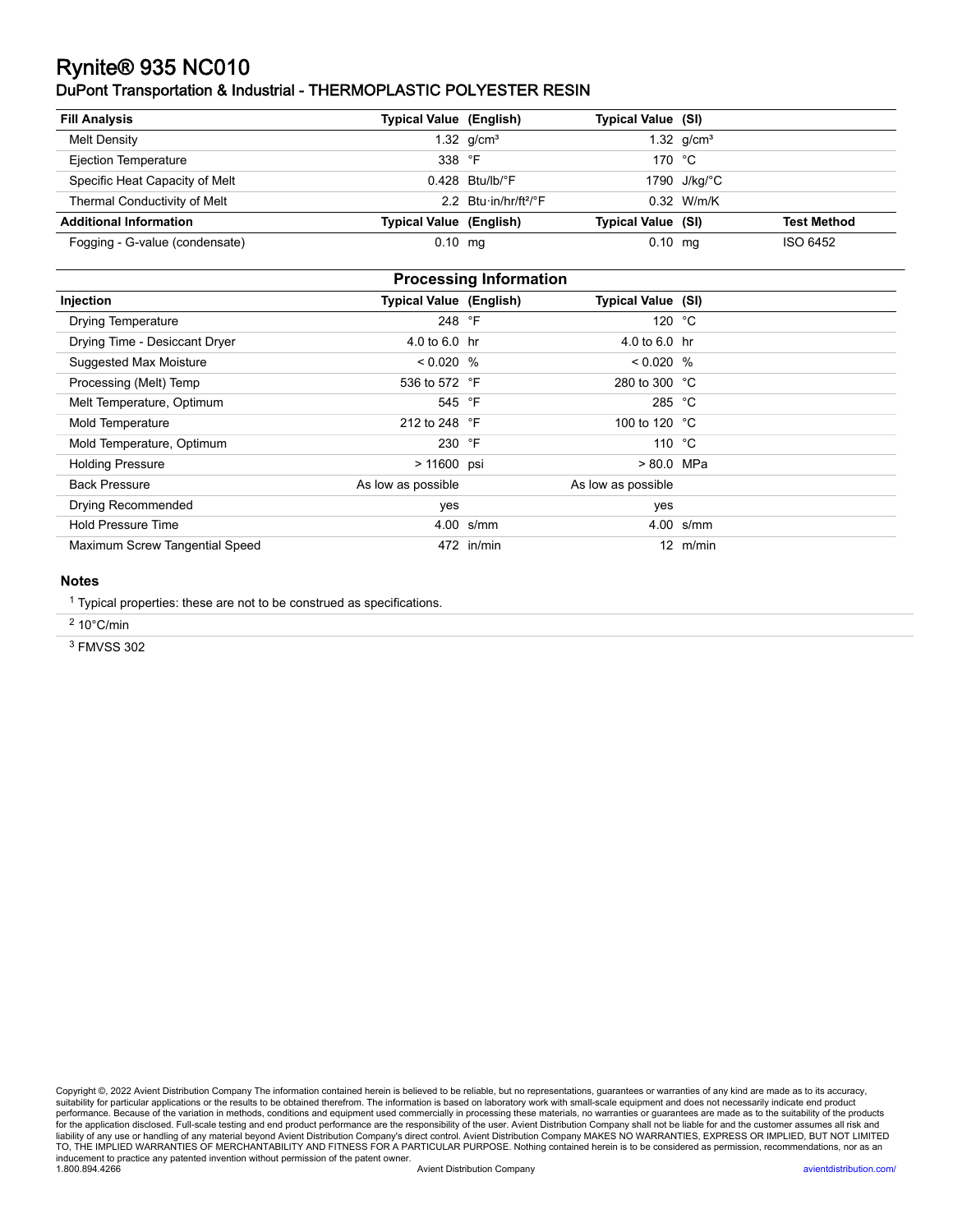# Rynite® 935 NC010

## DuPont Transportation & Industrial - THERMOPLASTIC POLYESTER RESIN

| Fill Analysis | Typical Value (English) | | Typical Value (SI) | | |
|---|---|---|---|---|---|
| Melt Density | 1.32 | g/cm³ | 1.32 | g/cm³ | |
| Ejection Temperature | 338 | °F | 170 | °C | |
| Specific Heat Capacity of Melt | 0.428 | Btu/lb/°F | 1790 | J/kg/°C | |
| Thermal Conductivity of Melt | 2.2 | Btu·in/hr/ft²/°F | 0.32 | W/m/K | |
| **Additional Information** | **Typical Value (English)** | | **Typical Value (SI)** | | **Test Method** |
| Fogging - G-value (condensate) | 0.10 | mg | 0.10 | mg | ISO 6452 |

## Processing Information

| Injection | Typical Value (English) | | Typical Value (SI) | |
|---|---|---|---|---|
| Drying Temperature | 248 | °F | 120 | °C |
| Drying Time - Desiccant Dryer | 4.0 to 6.0 | hr | 4.0 to 6.0 | hr |
| Suggested Max Moisture | < 0.020 | % | < 0.020 | % |
| Processing (Melt) Temp | 536 to 572 | °F | 280 to 300 | °C |
| Melt Temperature, Optimum | 545 | °F | 285 | °C |
| Mold Temperature | 212 to 248 | °F | 100 to 120 | °C |
| Mold Temperature, Optimum | 230 | °F | 110 | °C |
| Holding Pressure | > 11600 | psi | > 80.0 | MPa |
| Back Pressure | As low as possible | | As low as possible | |
| Drying Recommended | yes | | yes | |
| Hold Pressure Time | 4.00 | s/mm | 4.00 | s/mm |
| Maximum Screw Tangential Speed | 472 | in/min | 12 | m/min |

### Notes

[1] Typical properties: these are not to be construed as specifications.

[2] 10°C/min

[3] FMVSS 302

Copyright ©, 2022 Avient Distribution Company The information contained herein is believed to be reliable, but no representations, guarantees or warranties of any kind are made as to its accuracy, suitability for particular applications or the results to be obtained therefrom. The information is based on laboratory work with small-scale equipment and does not necessarily indicate end product performance. Because of the variation in methods, conditions and equipment used commercially in processing these materials, no warranties or guarantees are made as to the suitability of the products for the application disclosed. Full-scale testing and end product performance are the responsibility of the user. Avient Distribution Company shall not be liable for and the customer assumes all risk and liability of any use or handling of any material beyond Avient Distribution Company's direct control. Avient Distribution Company MAKES NO WARRANTIES, EXPRESS OR IMPLIED, BUT NOT LIMITED TO, THE IMPLIED WARRANTIES OF MERCHANTABILITY AND FITNESS FOR A PARTICULAR PURPOSE. Nothing contained herein is to be considered as permission, recommendations, nor as an inducement to practice any patented invention without permission of the patent owner.

1.800.894.4266 Avient Distribution Company avientdistribution.com/